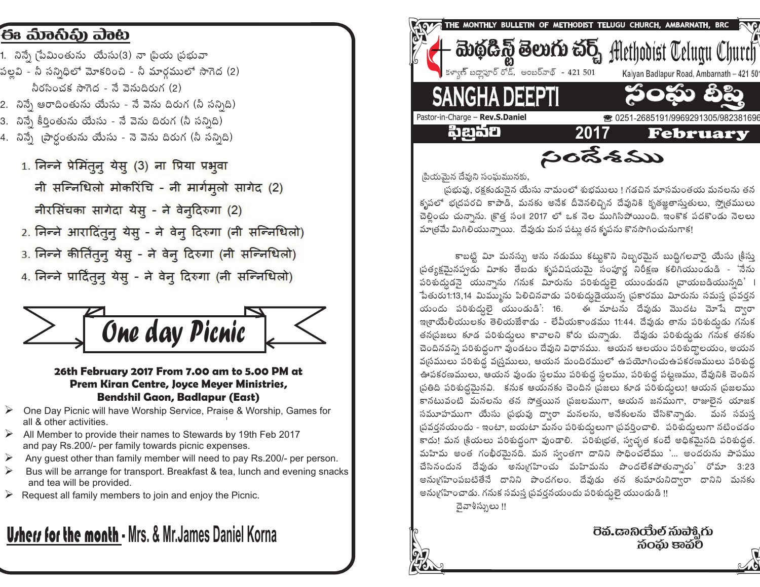## ఈ మాసపు పాట

1. నిన్నే ప్రేమింతును యేసు(3) నా ప్రియ ప్రభువా
పల్లవి - నీ సన్నిధిలో మోకరించి - నీ మార్గములో సాగెద (2)
నిరసించక సాగెద - నే వెనుదిరుగ (2)
2. నిన్నే ఆరాదింతును యేసు - నే వెను దిరుగ (నీ సన్నిది)
3. నిన్నే కీర్తింతును యేసు - నే వెను దిరుగ (నీ సన్నిది)
4. నిన్నే ప్రార్ధంతును యేసు - నె వెను దిరుగ (నీ సన్నిది)

1. निन्ने प्रेमिंतुनु येसु (3) ना प्रिया प्रभुवा
नी सन्निधिलो मोकरिंचि - नी मार्गमुलो सागेद (2)
नीरसिंचका सागेदा येसु - ने वेनुदिरुगा (2)
2. निन्ने आरादिंतुनु येसु - ने वेनु दिरुगा (नी सन्निधिलो)
3. निन्ने कीर्तिंतुनु येसु - ने वेनु दिरुगा (नी सन्निधिलो)
4. निन्ने प्रार्दितुनु येसु - ने वेनु दिरुगा (नी सन्निधिलो)

## One day Picnic

**26th February 2017 From 7.00 am to 5.00 PM at Prem Kiran Centre, Joyce Meyer Ministries, Bendshil Gaon, Badlapur (East)**

- One Day Picnic will have Worship Service, Praise & Worship, Games for all & other activities.
- All Member to provide their names to Stewards by 19th Feb 2017 and pay Rs.200/- per family towards picnic expenses.
- Any guest other than family member will need to pay Rs.200/- per person.
- Bus will be arrange for transport. Breakfast & tea, lunch and evening snacks and tea will be provided.
- Request all family members to join and enjoy the Picnic.

**Ushers for the month** - Mrs. & Mr.James Daniel Korna

THE MONTHLY BULLETIN OF METHODIST TELUGU CHURCH, AMBARNATH, BRC

# మెథడిస్ట్ తెలుగు చర్చ్ Methodist Telugu Church

కళ్యాణ్ బద్లాపూర్ రోడ్, అంబర్‌నాథ్ - 421 501 Kalyan Badlapur Road, Ambarnath – 421 501

# SANGHA DEEPTI సంఘ దీప్తి

Pastor-in-Charge – **Rev.S.Daniel** ☎ 0251-2685191/9969291305/982381696

**ఫిబ్రవరి 2017 February**

## సందేశము

ప్రియమైన దేవుని సంఘమునకు,

ప్రభువు, రక్షకుడునైన యేసు నామంలో శుభములు ! గడచిన మాసమంతయు మనలను తన కృపలో భద్రపరచి కాపాడి, మనకు అనేక దీవెనలిచ్చిన దేవునికి కృతజ్ఞతాస్తుతులు, స్తోత్రములు చెల్లించు చున్నాను. క్రొత్త సం॥ 2017 లో ఒక నెల ముగిసిపోయింది. ఇంకొక పదకొండు నెలలు మాత్రమే మిగిలియున్నాయి. దేవుడు మన పట్ల తన కృపను కొనసాగించునుగాక!

కాబట్టి మీ మనస్సు అను నడుము కట్టుకొని నిబ్బరమైన బుద్ధిగలవారై యేసు క్రీస్తు ప్రత్యక్షమైనప్పుడు మీకు తేబడు కృపవిషయమై సంపూర్ణ నిరీక్షణ కలిగియుండుడి - 'నేను పరిశుద్ధుడనై యున్నాను గనుక మీరును పరిశుద్ధులై యుండుడని వ్రాయబడియున్నది' । పేతురు1:13,14 మిమ్మును పిలిచినవాడు పరిశుద్ధుడైయున్న ప్రకారము మీరును సమస్త ప్రవర్తన యందు పరిశుద్ధులై యుండుడి': 16. ఈ మాటను దేవుడు మొదట మోషే ద్వారా ఇశ్రాయేలీయులకు తెలియజేశాడు - లేవీయకాండము 11:44. దేవుడు తాను పరిశుద్ధుడు గనుక తనప్రజలు కూడ పరిశుద్ధులు కావాలని కోరు చున్నాడు. దేవుడు పరిశుద్ధుడు గనుక తనకు చెందినవన్ని పరిశుద్ధంగా వుండటం దేవుని విధానము. ఆయన ఆలయం పరిశుద్ధాలయం, ఆయన వస్త్రములు పరిశుద్ధ వస్త్రములు, ఆయన మందిరములో ఉపయోగించుఉపకరణములు పరిశుద్ధ ఉపకరణములు, ఆయన వుండు స్థలము పరిశుద్ధ స్థలము, పరిశుద్ధ పట్టణము, దేవునికి చెందిన ప్రతిది పరిశుద్ధమైనవి. కనుక ఆయనకు చెందిన ప్రజలు కూడ పరిశుద్ధులు! ఆయన ప్రజలము కానటువంటి మనలను తన సొత్తయిన ప్రజలముగా, ఆయన జనముగా, రాజులైన యాజక సమూహముగా యేసు ప్రభువు ద్వారా మనలను, అనేకులను చేసికొన్నాడు. మన సమస్త ప్రవర్తనయందు - ఇంటా, బయటా మనం పరిశుద్ధులుగా ప్రవర్తించాలి. పరిశుద్ధులుగా నటించడం కాదు! మన క్రియలు పరిశుద్ధంగా వుండాలి. పరిశుభ్రత, స్వచ్ఛత కంటే అధికమైనది పరిశుద్ధత. మహిమ అంత గంభీరమైనది. మన స్వంతగా దానిని సాధించలేము '... అందరును పాపము చేసినందున దేవుడు అనుగ్రహించు మహిమను పొందలేకపోతున్నారు' రోమా 3:23 అనుగ్రహింపబటితేనే దానిని పొందగలం. దేవుడు తన కుమారునిద్వారా దానిని మనకు అనుగ్రహించాడు. గనుక సమస్త ప్రవర్తనయందు పరిశుద్ధులై యుండుడి !!

దైవాశీస్సులు !!

రెవ.డానియేల్ సువ్వారు
సంఘ కాపరి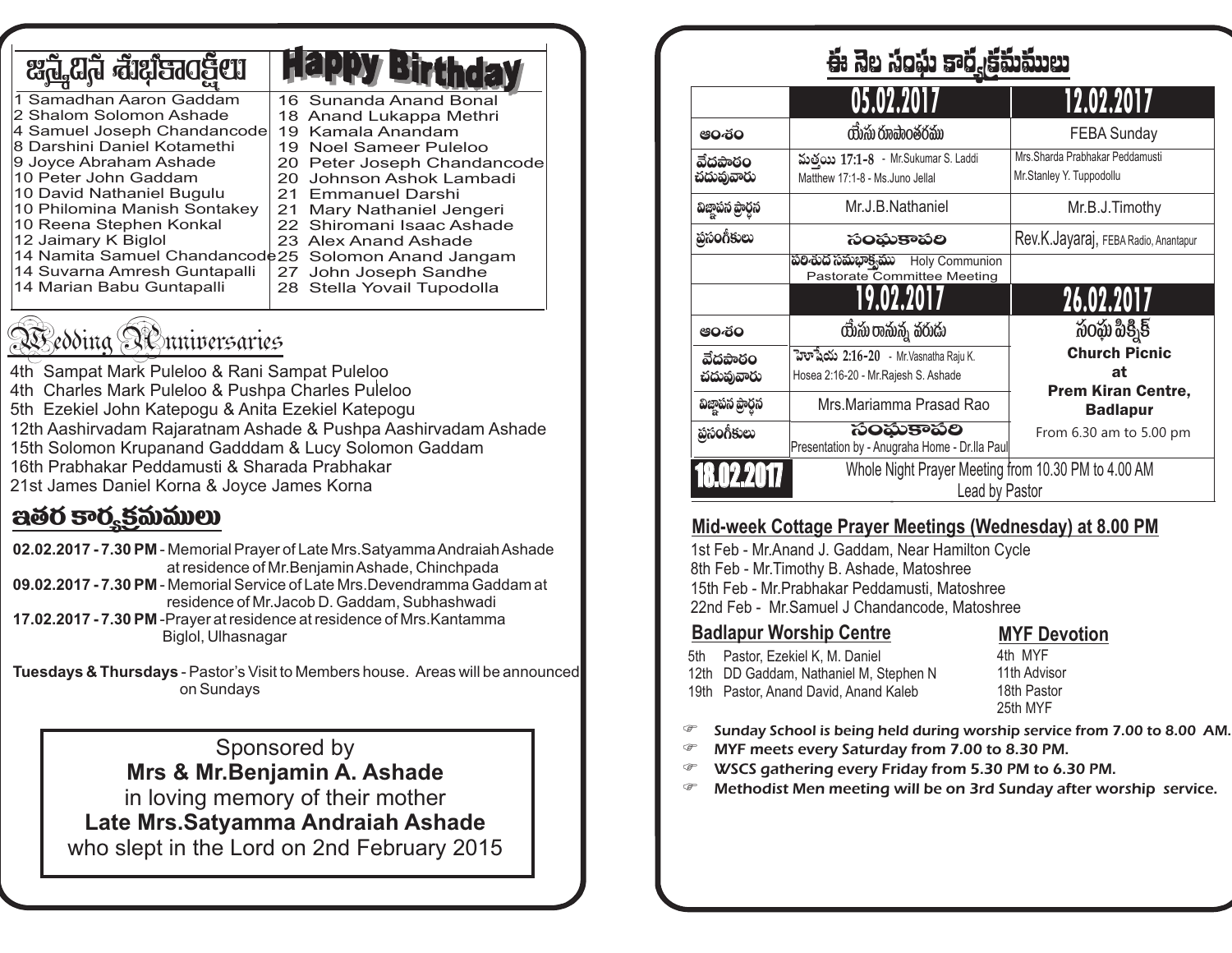## జన్మదిన శుభాకాంక్షలు — Happy Birthday

1 Samadhan Aaron Gaddam
2 Shalom Solomon Ashade
4 Samuel Joseph Chandancode
8 Darshini Daniel Kotamethi
9 Joyce Abraham Ashade
10 Peter John Gaddam
10 David Nathaniel Bugulu
10 Philomina Manish Sontakey
10 Reena Stephen Konkal
12 Jaimary K Biglol
14 Namita Samuel Chandancode
14 Suvarna Amresh Guntapalli
14 Marian Babu Guntapalli
16 Sunanda Anand Bonal
18 Anand Lukappa Methri
19 Kamala Anandam
19 Noel Sameer Puleloo
20 Peter Joseph Chandancode
20 Johnson Ashok Lambadi
21 Emmanuel Darshi
21 Mary Nathaniel Jengeri
22 Shiromani Isaac Ashade
23 Alex Anand Ashade
25 Solomon Anand Jangam
27 John Joseph Sandhe
28 Stella Yovail Tupodolla

## Wedding Anniversaries

4th Sampat Mark Puleloo & Rani Sampat Puleloo
4th Charles Mark Puleloo & Pushpa Charles Puleloo
5th Ezekiel John Katepogu & Anita Ezekiel Katepogu
12th Aashirvadam Rajaratnam Ashade & Pushpa Aashirvadam Ashade
15th Solomon Krupanand Gadddam & Lucy Solomon Gaddam
16th Prabhakar Peddamusti & Sharada Prabhakar
21st James Daniel Korna & Joyce James Korna

## ఇతర కార్యక్రమములు

**02.02.2017 - 7.30 PM** - Memorial Prayer of Late Mrs.Satyamma Andraiah Ashade at residence of Mr.Benjamin Ashade, Chinchpada
**09.02.2017 - 7.30 PM** - Memorial Service of Late Mrs.Devendramma Gaddam at residence of Mr.Jacob D. Gaddam, Subhashwadi
**17.02.2017 - 7.30 PM** -Prayer at residence at residence of Mrs.Kantamma Biglol, Ulhasnagar

**Tuesdays & Thursdays** - Pastor's Visit to Members house. Areas will be announced on Sundays

Sponsored by
**Mrs & Mr.Benjamin A. Ashade**
in loving memory of their mother
**Late Mrs.Satyamma Andraiah Ashade**
who slept in the Lord on 2nd February 2015

## ఈ నెల సంఘ కార్యక్రమములు

| | 05.02.2017 | 12.02.2017 |
|---|---|---|
| ఆం.శం | యేసు రూపాంతరము | FEBA Sunday |
| వేదపాఠం చదువువారు | మత్తయి 17:1-8 - Mr.Sukumar S. Laddi<br>Matthew 17:1-8 - Ms.Juno Jellal | Mrs.Sharda Prabhakar Peddamusti<br>Mr.Stanley Y. Tuppodollu |
| విజ్ఞాపన ప్రార్థన | Mr.J.B.Nathaniel | Mr.B.J.Timothy |
| ప్రసంగీకులు | సంఘకాపరి | Rev.K.Jayaraj, FEBA Radio, Anantapur |
| | పరిశుద్ధ సమభాక్తము Holy Communion<br>Pastorate Committee Meeting | |
| | **19.02.2017** | **26.02.2017** |
| ఆం.శం | యేసు రానున్న వరుడు | సంఘ పిక్నిక్<br>**Church Picnic at Prem Kiran Centre, Badlapur**<br>From 6.30 am to 5.00 pm |
| వేదపాఠం చదువువారు | హోషేయ 2:16-20 - Mr.Vasnatha Raju K.<br>Hosea 2:16-20 - Mr.Rajesh S. Ashade | |
| విజ్ఞాపన ప్రార్థన | Mrs.Mariamma Prasad Rao | |
| ప్రసంగీకులు | సంఘకాపరి<br>Presentation by - Anugraha Home - Dr.Ila Paul | |
| **18.02.2017** | Whole Night Prayer Meeting from 10.30 PM to 4.00 AM<br>Lead by Pastor | |

### Mid-week Cottage Prayer Meetings (Wednesday) at 8.00 PM

1st Feb - Mr.Anand J. Gaddam, Near Hamilton Cycle
8th Feb - Mr.Timothy B. Ashade, Matoshree
15th Feb - Mr.Prabhakar Peddamusti, Matoshree
22nd Feb - Mr.Samuel J Chandancode, Matoshree

### Badlapur Worship Centre

5th Pastor, Ezekiel K, M. Daniel
12th DD Gaddam, Nathaniel M, Stephen N
19th Pastor, Anand David, Anand Kaleb

### MYF Devotion

4th MYF
11th Advisor
18th Pastor
25th MYF

- Sunday School is being held during worship service from 7.00 to 8.00 AM.
- MYF meets every Saturday from 7.00 to 8.30 PM.
- WSCS gathering every Friday from 5.30 PM to 6.30 PM.
- Methodist Men meeting will be on 3rd Sunday after worship service.